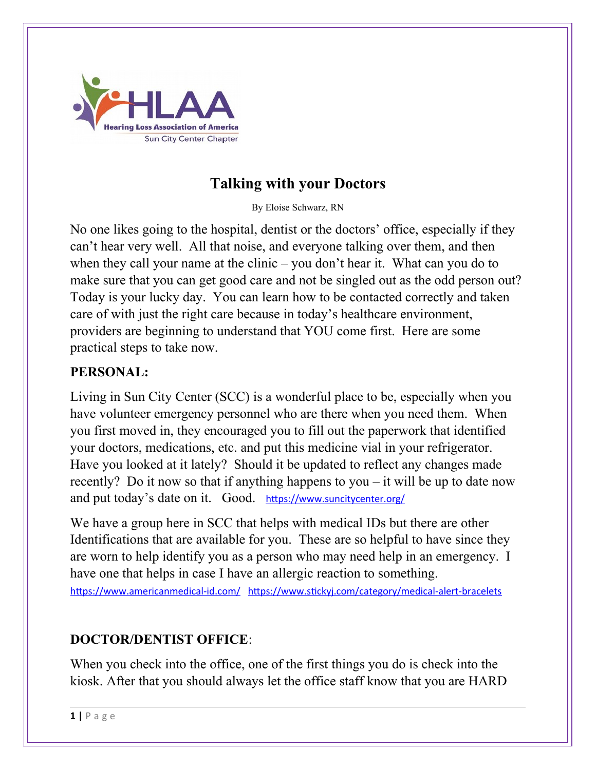# Talking with your Doctors

By Eloise Schwarz, RN

No one likes going to the hospital, dentist or the doctors' office, especially if they can't hear very well. All that noise, and everyone talking over them, and then when they call your name at the clinic – you don't hear it. What can you do to make sure that you can get good care and not be singled out as the odd person out? Today is your lucky day. You can learn how to be contacted correctly and taken care of with just the right care because in today's healthcare environment, providers are beginning to understand that YOU come first. Here are some practical steps to take now.

## PERSONAL:

Living in Sun City Center (SCC) is a wonderful place to be, especially when you have volunteer emergency personnel who are there when you need them. When you first moved in, they encouraged you to fill out the paperwork that identified your doctors, medications, etc. and put this medicine vial in your refrigerator. Have you looked at it lately? Should it be updated to reflect any changes made recently? Do it now so that if anything happens to you – it will be up to date now and put today's date on it. Good. https://www.suncitycenter.org/

We have a group here in SCC that helps with medical IDs but there are other Identifications that are available for you. These are so helpful to have since they are worn to help identify you as a person who may need help in an emergency. I have one that helps in case I have an allergic reaction to something.

https://www.americanmedical-id.com/ https://www.stickyj.com/category/medical-alert-bracelets

## DOCTOR/DENTIST OFFICE:

When you check into the office, one of the first things you do is check into the kiosk. After that you should always let the office staff know that you are HARD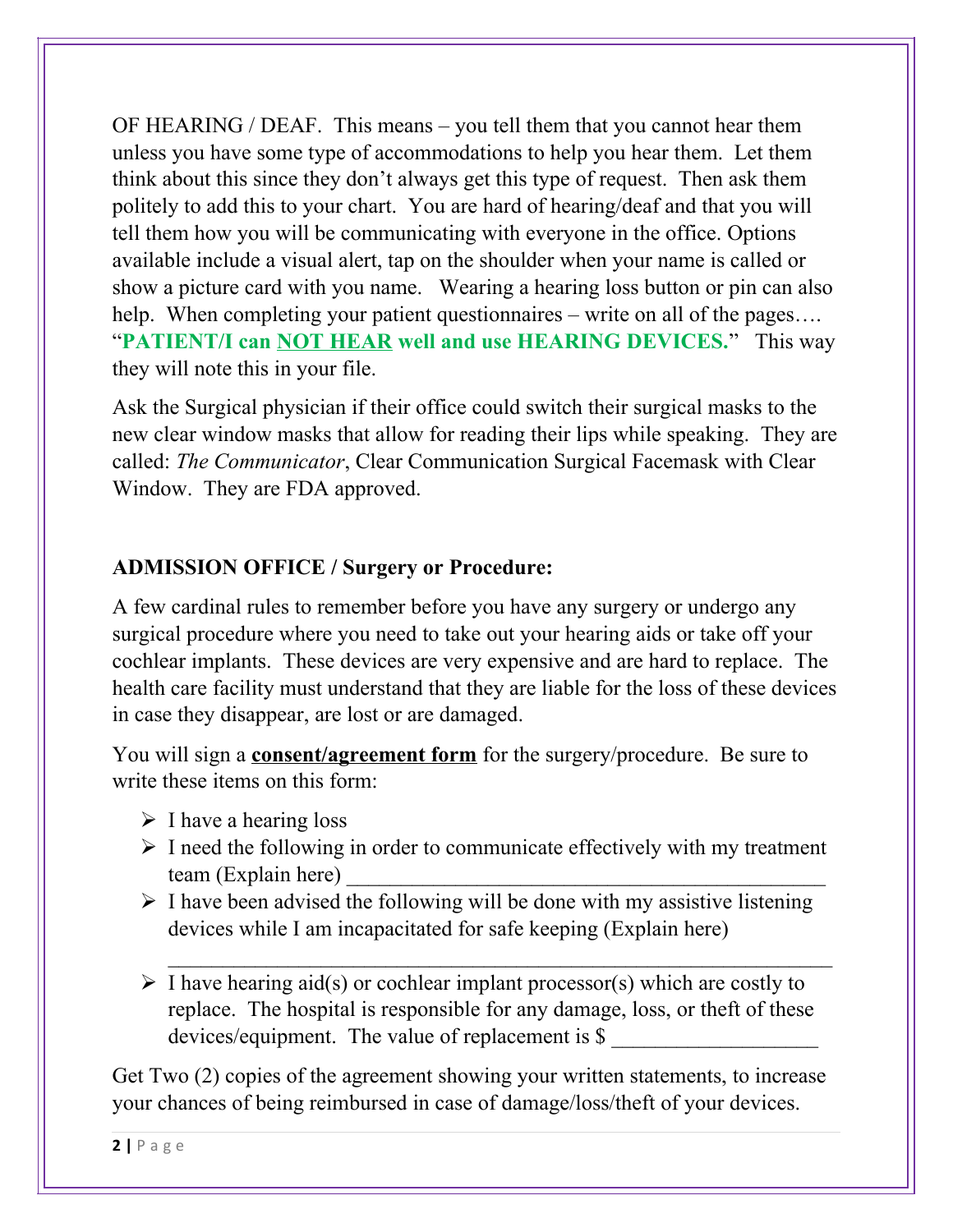OF HEARING / DEAF. This means – you tell them that you cannot hear them unless you have some type of accommodations to help you hear them. Let them think about this since they don't always get this type of request. Then ask them politely to add this to your chart. You are hard of hearing/deaf and that you will tell them how you will be communicating with everyone in the office. Options available include a visual alert, tap on the shoulder when your name is called or show a picture card with you name. Wearing a hearing loss button or pin can also help. When completing your patient questionnaires – write on all of the pages…. "**PATIENT/I can <u>NOT HEAR</u> well and use HEARING DEVICES.**" This way they will note this in your file.

Ask the Surgical physician if their office could switch their surgical masks to the new clear window masks that allow for reading their lips while speaking. They are called: *The Communicator*, Clear Communication Surgical Facemask with Clear Window. They are FDA approved.

**ADMISSION OFFICE / Surgery or Procedure:**

A few cardinal rules to remember before you have any surgery or undergo any surgical procedure where you need to take out your hearing aids or take off your cochlear implants. These devices are very expensive and are hard to replace. The health care facility must understand that they are liable for the loss of these devices in case they disappear, are lost or are damaged.

You will sign a **<u>consent/agreement form</u>** for the surgery/procedure. Be sure to write these items on this form:

- I have a hearing loss
- I need the following in order to communicate effectively with my treatment team (Explain here) ___________________________________________
- I have been advised the following will be done with my assistive listening devices while I am incapacitated for safe keeping (Explain here) ____________________________________________________________
- I have hearing aid(s) or cochlear implant processor(s) which are costly to replace. The hospital is responsible for any damage, loss, or theft of these devices/equipment. The value of replacement is $ ___________________

Get Two (2) copies of the agreement showing your written statements, to increase your chances of being reimbursed in case of damage/loss/theft of your devices.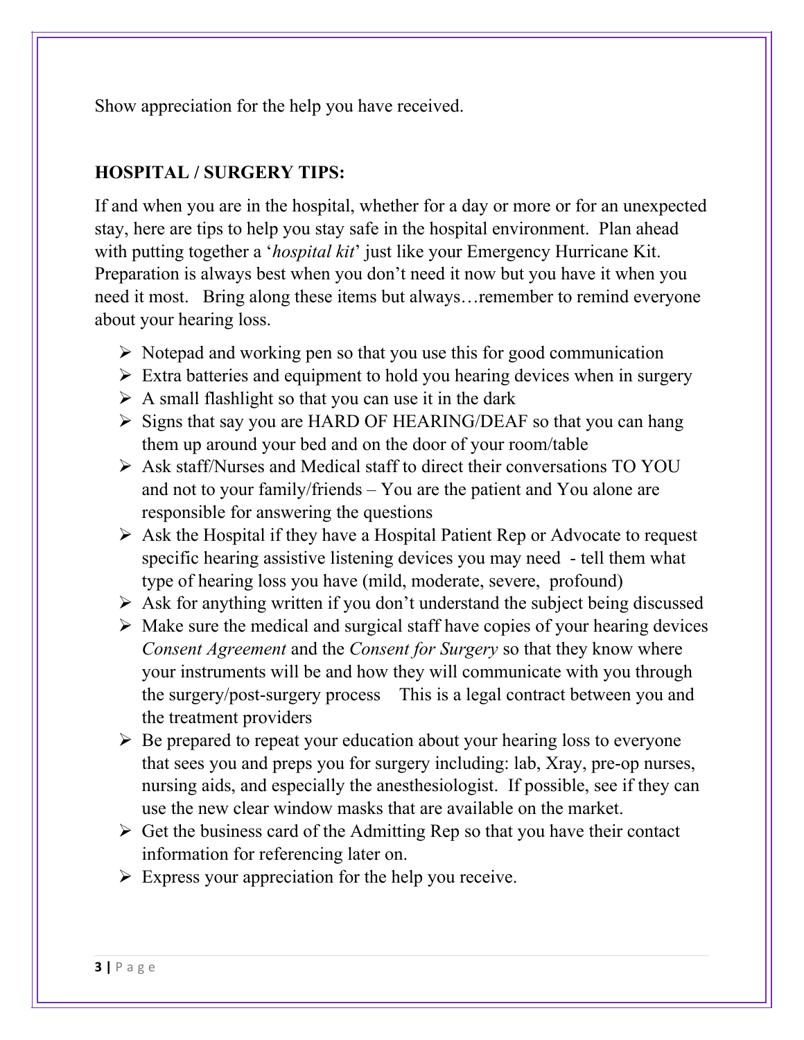Show appreciation for the help you have received.

**HOSPITAL / SURGERY TIPS:**

If and when you are in the hospital, whether for a day or more or for an unexpected stay, here are tips to help you stay safe in the hospital environment. Plan ahead with putting together a '*hospital kit*' just like your Emergency Hurricane Kit. Preparation is always best when you don't need it now but you have it when you need it most. Bring along these items but always…remember to remind everyone about your hearing loss.

- Notepad and working pen so that you use this for good communication
- Extra batteries and equipment to hold you hearing devices when in surgery
- A small flashlight so that you can use it in the dark
- Signs that say you are HARD OF HEARING/DEAF so that you can hang them up around your bed and on the door of your room/table
- Ask staff/Nurses and Medical staff to direct their conversations TO YOU and not to your family/friends – You are the patient and You alone are responsible for answering the questions
- Ask the Hospital if they have a Hospital Patient Rep or Advocate to request specific hearing assistive listening devices you may need - tell them what type of hearing loss you have (mild, moderate, severe, profound)
- Ask for anything written if you don't understand the subject being discussed
- Make sure the medical and surgical staff have copies of your hearing devices *Consent Agreement* and the *Consent for Surgery* so that they know where your instruments will be and how they will communicate with you through the surgery/post-surgery process This is a legal contract between you and the treatment providers
- Be prepared to repeat your education about your hearing loss to everyone that sees you and preps you for surgery including: lab, Xray, pre-op nurses, nursing aids, and especially the anesthesiologist. If possible, see if they can use the new clear window masks that are available on the market.
- Get the business card of the Admitting Rep so that you have their contact information for referencing later on.
- Express your appreciation for the help you receive.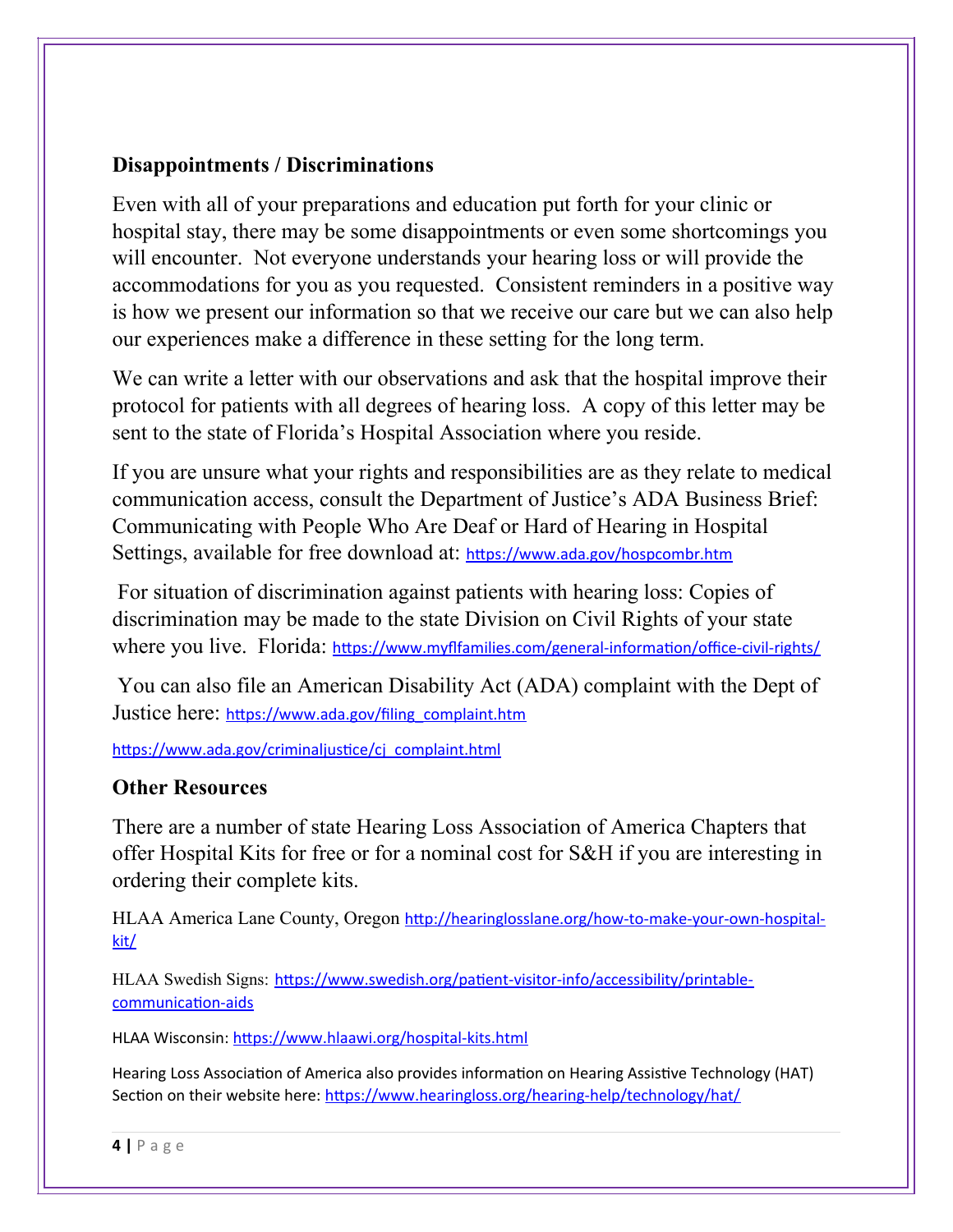## Disappointments / Discriminations

Even with all of your preparations and education put forth for your clinic or hospital stay, there may be some disappointments or even some shortcomings you will encounter. Not everyone understands your hearing loss or will provide the accommodations for you as you requested. Consistent reminders in a positive way is how we present our information so that we receive our care but we can also help our experiences make a difference in these setting for the long term.

We can write a letter with our observations and ask that the hospital improve their protocol for patients with all degrees of hearing loss. A copy of this letter may be sent to the state of Florida's Hospital Association where you reside.

If you are unsure what your rights and responsibilities are as they relate to medical communication access, consult the Department of Justice's ADA Business Brief: Communicating with People Who Are Deaf or Hard of Hearing in Hospital Settings, available for free download at: https://www.ada.gov/hospcombr.htm

For situation of discrimination against patients with hearing loss: Copies of discrimination may be made to the state Division on Civil Rights of your state where you live. Florida: https://www.myflfamilies.com/general-information/office-civil-rights/

You can also file an American Disability Act (ADA) complaint with the Dept of Justice here: https://www.ada.gov/filing_complaint.htm

https://www.ada.gov/criminaljustice/cj_complaint.html

## Other Resources

There are a number of state Hearing Loss Association of America Chapters that offer Hospital Kits for free or for a nominal cost for S&H if you are interesting in ordering their complete kits.

HLAA America Lane County, Oregon http://hearinglosslane.org/how-to-make-your-own-hospital-kit/

HLAA Swedish Signs: https://www.swedish.org/patient-visitor-info/accessibility/printable-communication-aids

HLAA Wisconsin: https://www.hlaawi.org/hospital-kits.html

Hearing Loss Association of America also provides information on Hearing Assistive Technology (HAT) Section on their website here: https://www.hearingloss.org/hearing-help/technology/hat/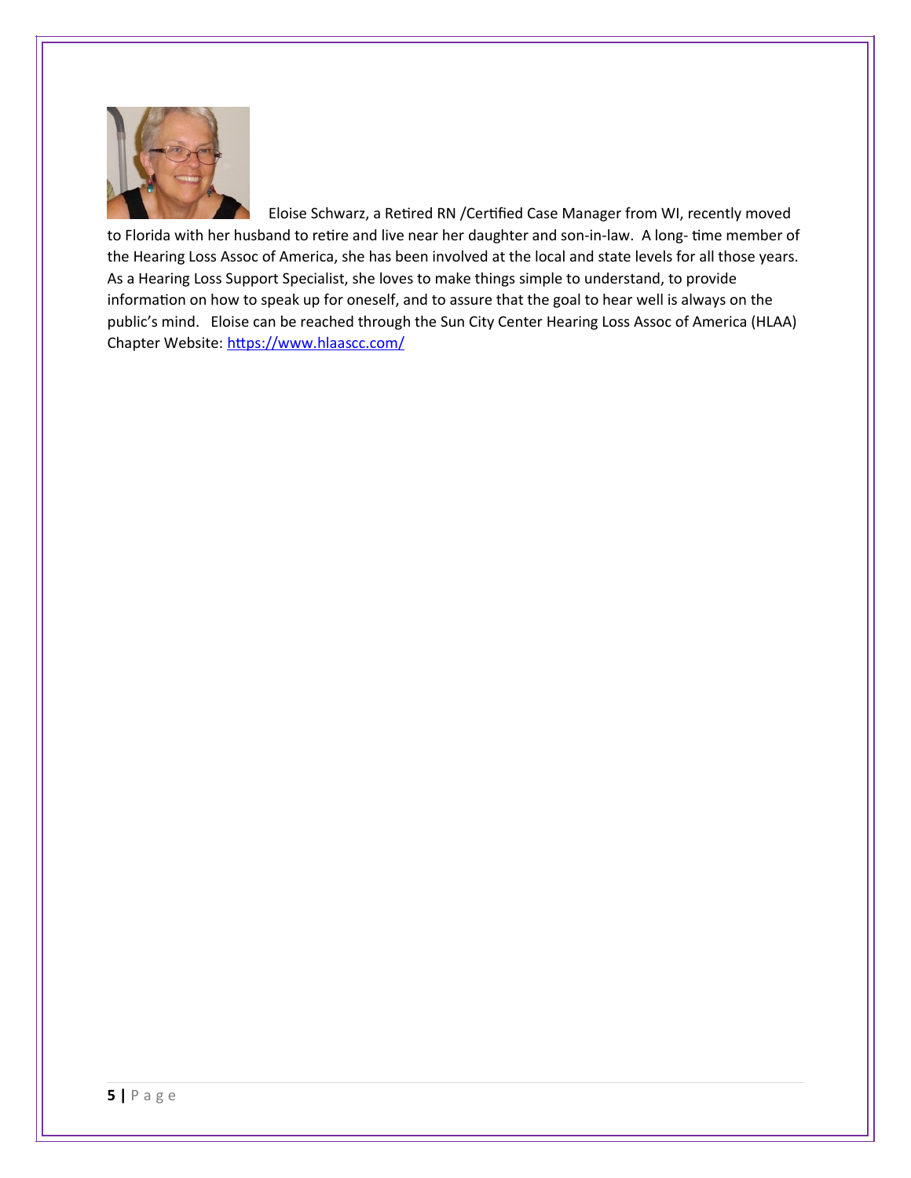Eloise Schwarz, a Retired RN /Certified Case Manager from WI, recently moved to Florida with her husband to retire and live near her daughter and son-in-law. A long- time member of the Hearing Loss Assoc of America, she has been involved at the local and state levels for all those years. As a Hearing Loss Support Specialist, she loves to make things simple to understand, to provide information on how to speak up for oneself, and to assure that the goal to hear well is always on the public's mind. Eloise can be reached through the Sun City Center Hearing Loss Assoc of America (HLAA) Chapter Website: [https://www.hlaascc.com/](https://www.hlaascc.com/)